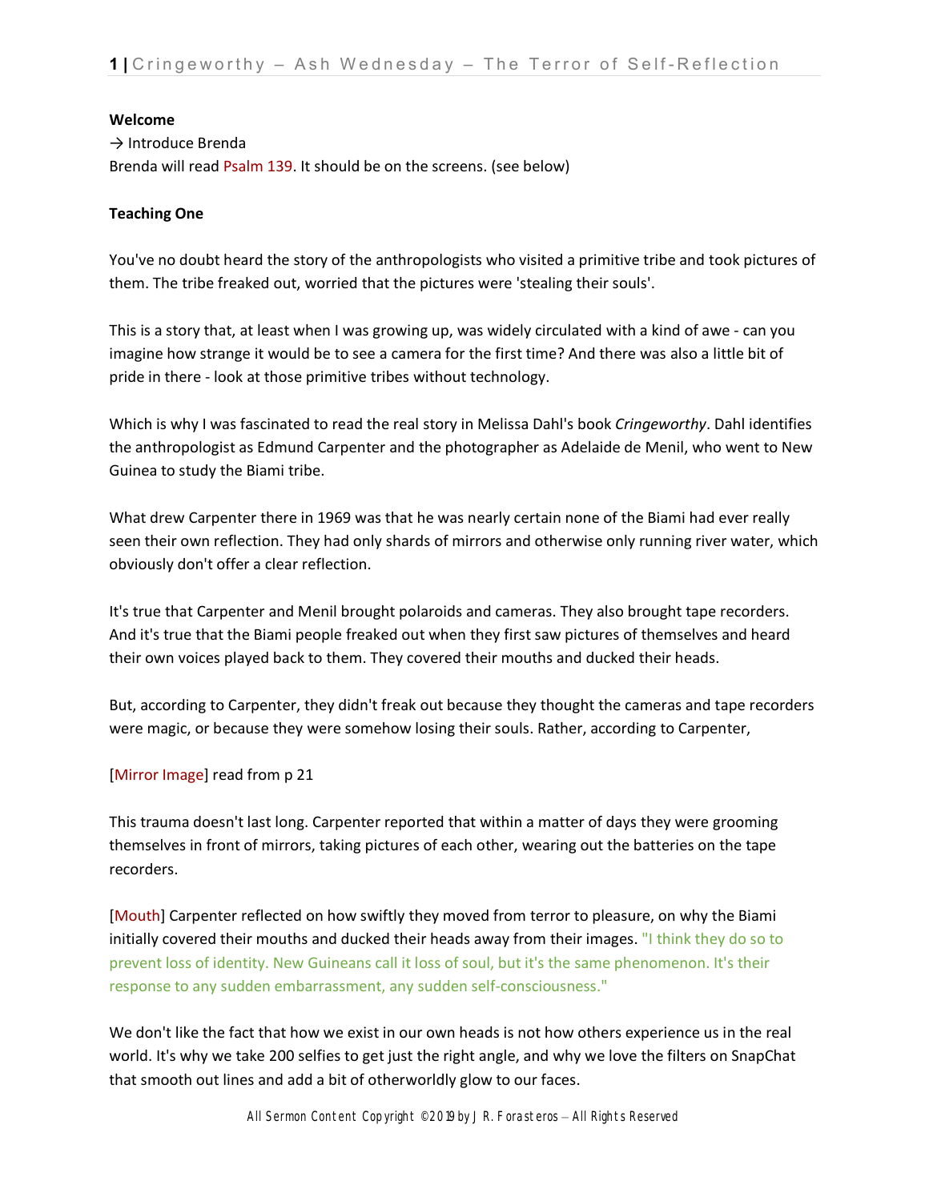**Welcome**

→ Introduce Brenda

Brenda will read Psalm 139. It should be on the screens. (see below)

**Teaching One**

You've no doubt heard the story of the anthropologists who visited a primitive tribe and took pictures of them. The tribe freaked out, worried that the pictures were 'stealing their souls'.

This is a story that, at least when I was growing up, was widely circulated with a kind of awe - can you imagine how strange it would be to see a camera for the first time? And there was also a little bit of pride in there - look at those primitive tribes without technology.

Which is why I was fascinated to read the real story in Melissa Dahl's book *Cringeworthy*. Dahl identifies the anthropologist as Edmund Carpenter and the photographer as Adelaide de Menil, who went to New Guinea to study the Biami tribe.

What drew Carpenter there in 1969 was that he was nearly certain none of the Biami had ever really seen their own reflection. They had only shards of mirrors and otherwise only running river water, which obviously don't offer a clear reflection.

It's true that Carpenter and Menil brought polaroids and cameras. They also brought tape recorders. And it's true that the Biami people freaked out when they first saw pictures of themselves and heard their own voices played back to them. They covered their mouths and ducked their heads.

But, according to Carpenter, they didn't freak out because they thought the cameras and tape recorders were magic, or because they were somehow losing their souls. Rather, according to Carpenter,

[Mirror Image] read from p 21

This trauma doesn't last long. Carpenter reported that within a matter of days they were grooming themselves in front of mirrors, taking pictures of each other, wearing out the batteries on the tape recorders.

[Mouth] Carpenter reflected on how swiftly they moved from terror to pleasure, on why the Biami initially covered their mouths and ducked their heads away from their images. "I think they do so to prevent loss of identity. New Guineans call it loss of soul, but it's the same phenomenon. It's their response to any sudden embarrassment, any sudden self-consciousness."

We don't like the fact that how we exist in our own heads is not how others experience us in the real world. It's why we take 200 selfies to get just the right angle, and why we love the filters on SnapChat that smooth out lines and add a bit of otherworldly glow to our faces.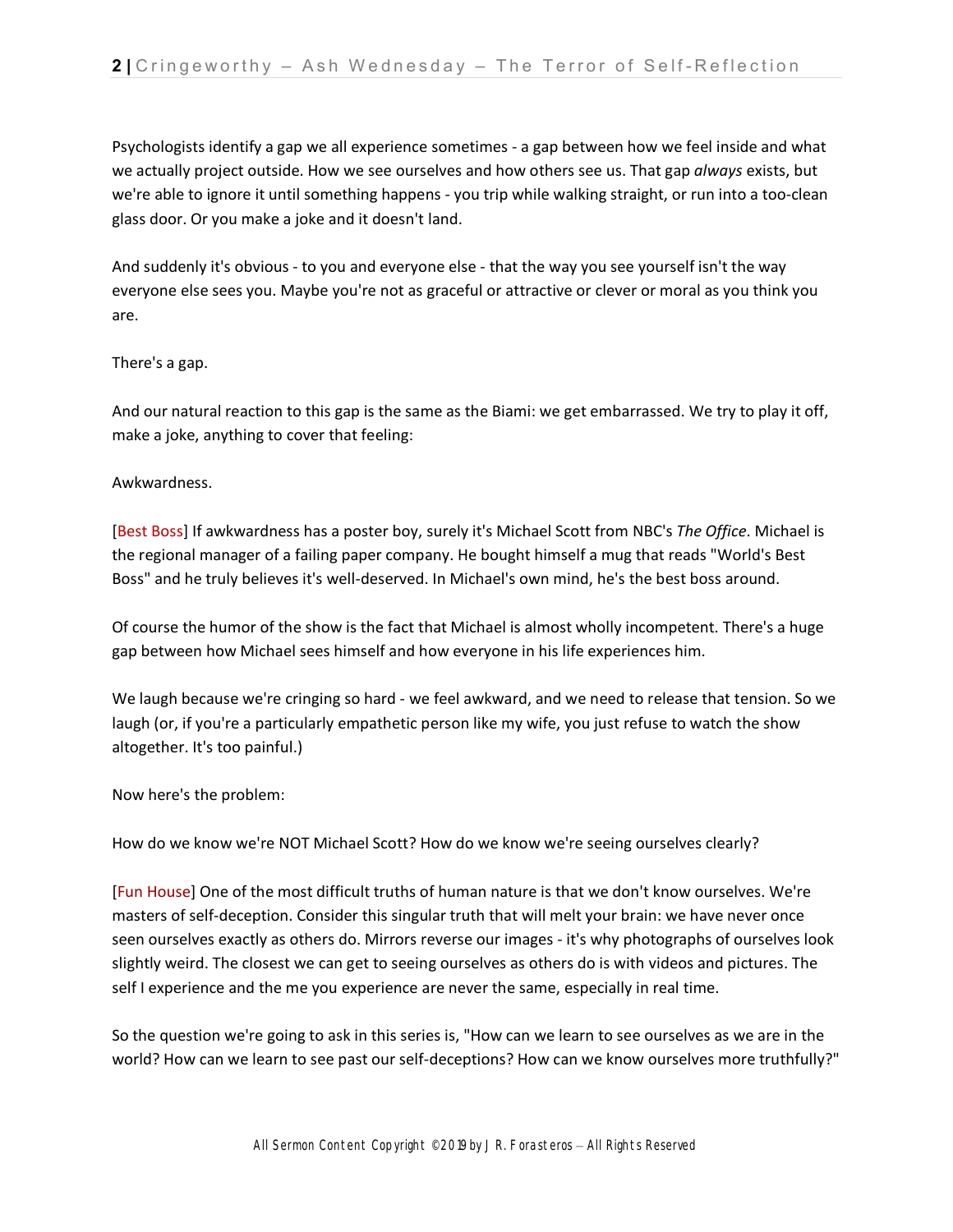Psychologists identify a gap we all experience sometimes - a gap between how we feel inside and what we actually project outside. How we see ourselves and how others see us. That gap *always* exists, but we're able to ignore it until something happens - you trip while walking straight, or run into a too-clean glass door. Or you make a joke and it doesn't land.

And suddenly it's obvious - to you and everyone else - that the way you see yourself isn't the way everyone else sees you. Maybe you're not as graceful or attractive or clever or moral as you think you are.

There's a gap.

And our natural reaction to this gap is the same as the Biami: we get embarrassed. We try to play it off, make a joke, anything to cover that feeling:

Awkwardness.

[Best Boss] If awkwardness has a poster boy, surely it's Michael Scott from NBC's *The Office*. Michael is the regional manager of a failing paper company. He bought himself a mug that reads "World's Best Boss" and he truly believes it's well-deserved. In Michael's own mind, he's the best boss around.

Of course the humor of the show is the fact that Michael is almost wholly incompetent. There's a huge gap between how Michael sees himself and how everyone in his life experiences him.

We laugh because we're cringing so hard - we feel awkward, and we need to release that tension. So we laugh (or, if you're a particularly empathetic person like my wife, you just refuse to watch the show altogether. It's too painful.)

Now here's the problem:

How do we know we're NOT Michael Scott? How do we know we're seeing ourselves clearly?

[Fun House] One of the most difficult truths of human nature is that we don't know ourselves. We're masters of self-deception. Consider this singular truth that will melt your brain: we have never once seen ourselves exactly as others do. Mirrors reverse our images - it's why photographs of ourselves look slightly weird. The closest we can get to seeing ourselves as others do is with videos and pictures. The self I experience and the me you experience are never the same, especially in real time.

So the question we're going to ask in this series is, "How can we learn to see ourselves as we are in the world? How can we learn to see past our self-deceptions? How can we know ourselves more truthfully?"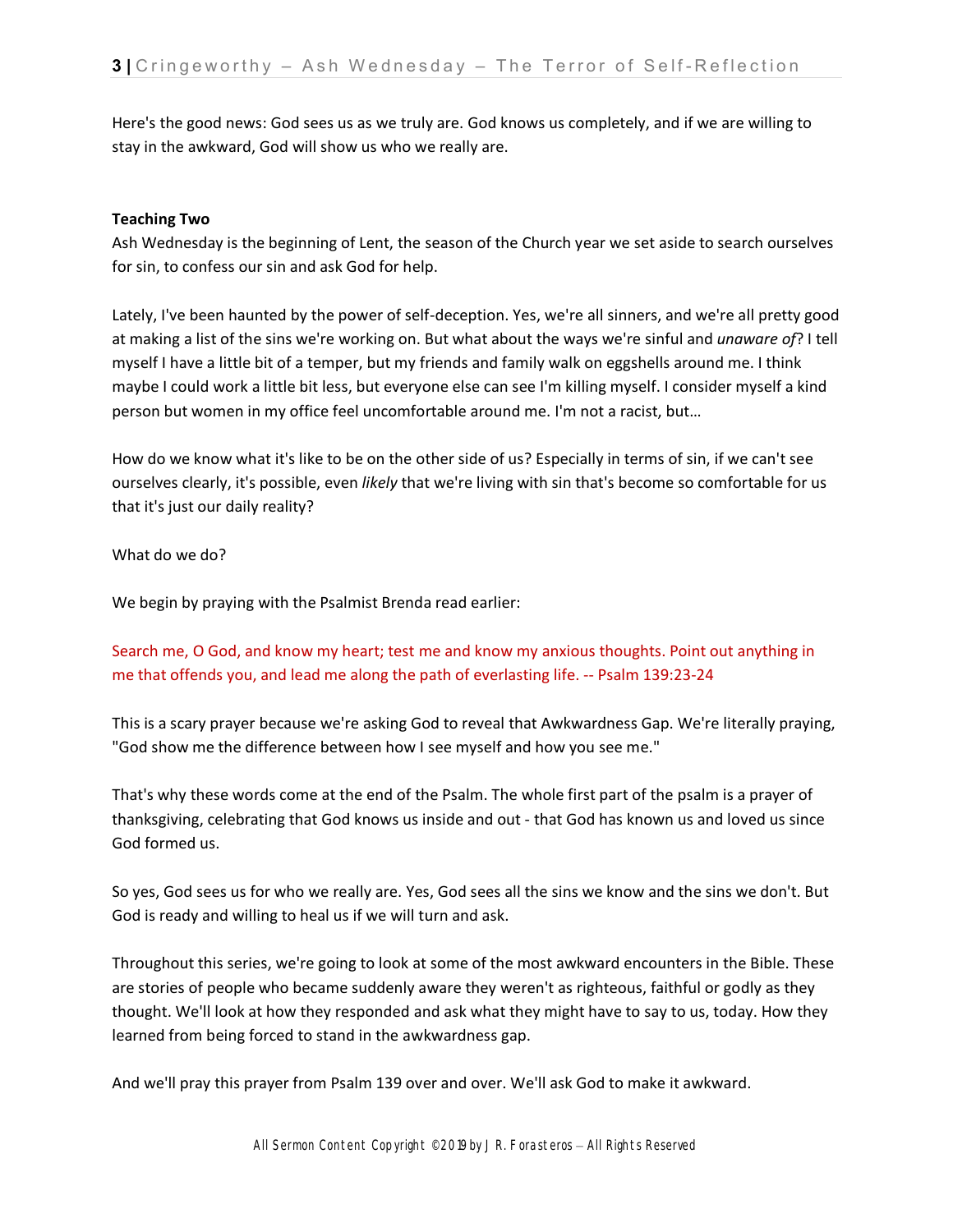Here's the good news: God sees us as we truly are. God knows us completely, and if we are willing to stay in the awkward, God will show us who we really are.

**Teaching Two**

Ash Wednesday is the beginning of Lent, the season of the Church year we set aside to search ourselves for sin, to confess our sin and ask God for help.

Lately, I've been haunted by the power of self-deception. Yes, we're all sinners, and we're all pretty good at making a list of the sins we're working on. But what about the ways we're sinful and *unaware of*? I tell myself I have a little bit of a temper, but my friends and family walk on eggshells around me. I think maybe I could work a little bit less, but everyone else can see I'm killing myself. I consider myself a kind person but women in my office feel uncomfortable around me. I'm not a racist, but…

How do we know what it's like to be on the other side of us? Especially in terms of sin, if we can't see ourselves clearly, it's possible, even *likely* that we're living with sin that's become so comfortable for us that it's just our daily reality?

What do we do?

We begin by praying with the Psalmist Brenda read earlier:

Search me, O God, and know my heart; test me and know my anxious thoughts. Point out anything in me that offends you, and lead me along the path of everlasting life. -- Psalm 139:23-24

This is a scary prayer because we're asking God to reveal that Awkwardness Gap. We're literally praying, "God show me the difference between how I see myself and how you see me."

That's why these words come at the end of the Psalm. The whole first part of the psalm is a prayer of thanksgiving, celebrating that God knows us inside and out - that God has known us and loved us since God formed us.

So yes, God sees us for who we really are. Yes, God sees all the sins we know and the sins we don't. But God is ready and willing to heal us if we will turn and ask.

Throughout this series, we're going to look at some of the most awkward encounters in the Bible. These are stories of people who became suddenly aware they weren't as righteous, faithful or godly as they thought. We'll look at how they responded and ask what they might have to say to us, today. How they learned from being forced to stand in the awkwardness gap.

And we'll pray this prayer from Psalm 139 over and over. We'll ask God to make it awkward.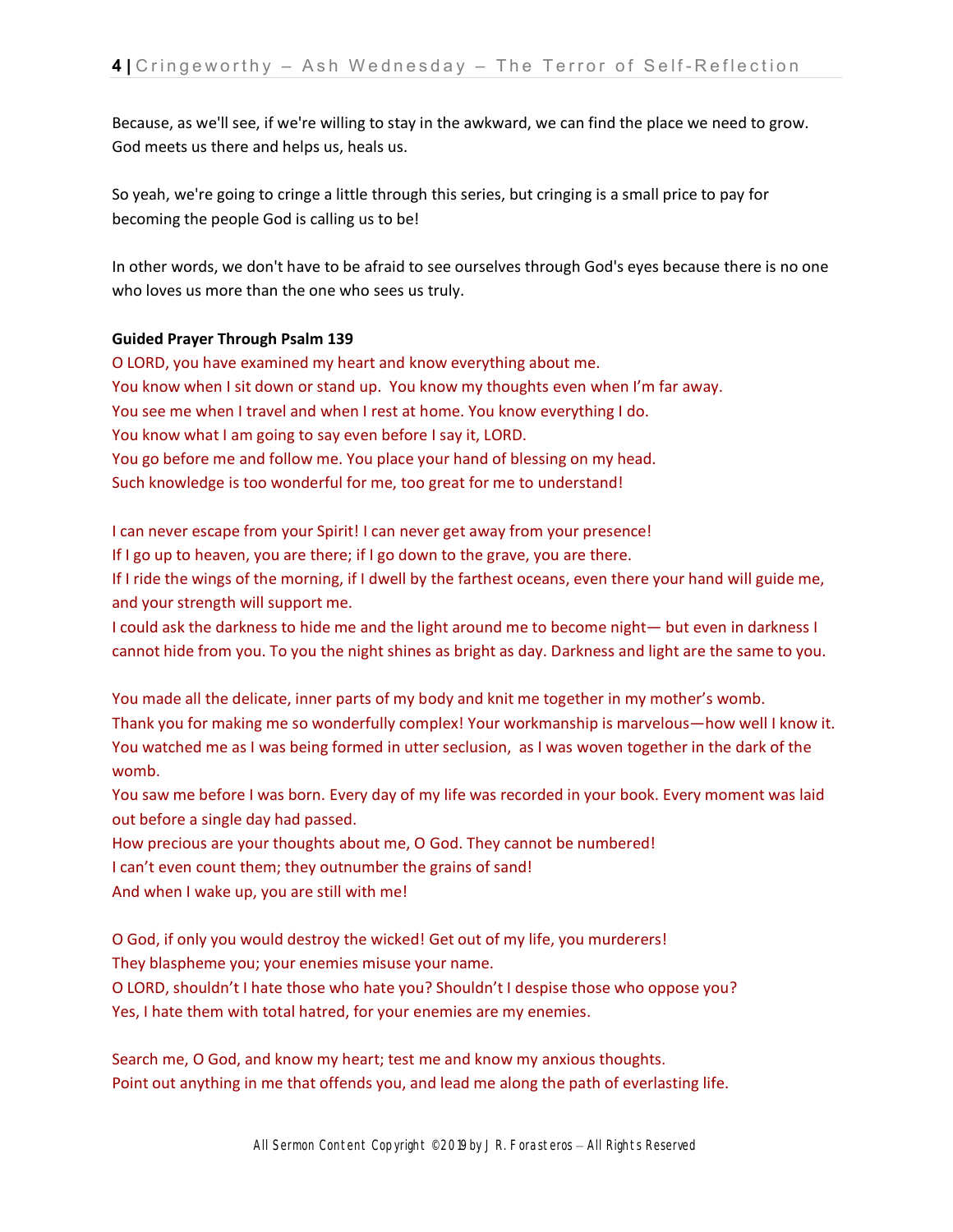Because, as we'll see, if we're willing to stay in the awkward, we can find the place we need to grow. God meets us there and helps us, heals us.

So yeah, we're going to cringe a little through this series, but cringing is a small price to pay for becoming the people God is calling us to be!

In other words, we don't have to be afraid to see ourselves through God's eyes because there is no one who loves us more than the one who sees us truly.

**Guided Prayer Through Psalm 139**

O LORD, you have examined my heart and know everything about me.
You know when I sit down or stand up. You know my thoughts even when I'm far away.
You see me when I travel and when I rest at home. You know everything I do.
You know what I am going to say even before I say it, LORD.
You go before me and follow me. You place your hand of blessing on my head.
Such knowledge is too wonderful for me, too great for me to understand!

I can never escape from your Spirit! I can never get away from your presence!
If I go up to heaven, you are there; if I go down to the grave, you are there.
If I ride the wings of the morning, if I dwell by the farthest oceans, even there your hand will guide me, and your strength will support me.
I could ask the darkness to hide me and the light around me to become night— but even in darkness I cannot hide from you. To you the night shines as bright as day. Darkness and light are the same to you.

You made all the delicate, inner parts of my body and knit me together in my mother's womb.
Thank you for making me so wonderfully complex! Your workmanship is marvelous—how well I know it.
You watched me as I was being formed in utter seclusion, as I was woven together in the dark of the womb.
You saw me before I was born. Every day of my life was recorded in your book. Every moment was laid out before a single day had passed.
How precious are your thoughts about me, O God. They cannot be numbered!
I can't even count them; they outnumber the grains of sand!
And when I wake up, you are still with me!

O God, if only you would destroy the wicked! Get out of my life, you murderers!
They blaspheme you; your enemies misuse your name.
O LORD, shouldn't I hate those who hate you? Shouldn't I despise those who oppose you?
Yes, I hate them with total hatred, for your enemies are my enemies.

Search me, O God, and know my heart; test me and know my anxious thoughts.
Point out anything in me that offends you, and lead me along the path of everlasting life.